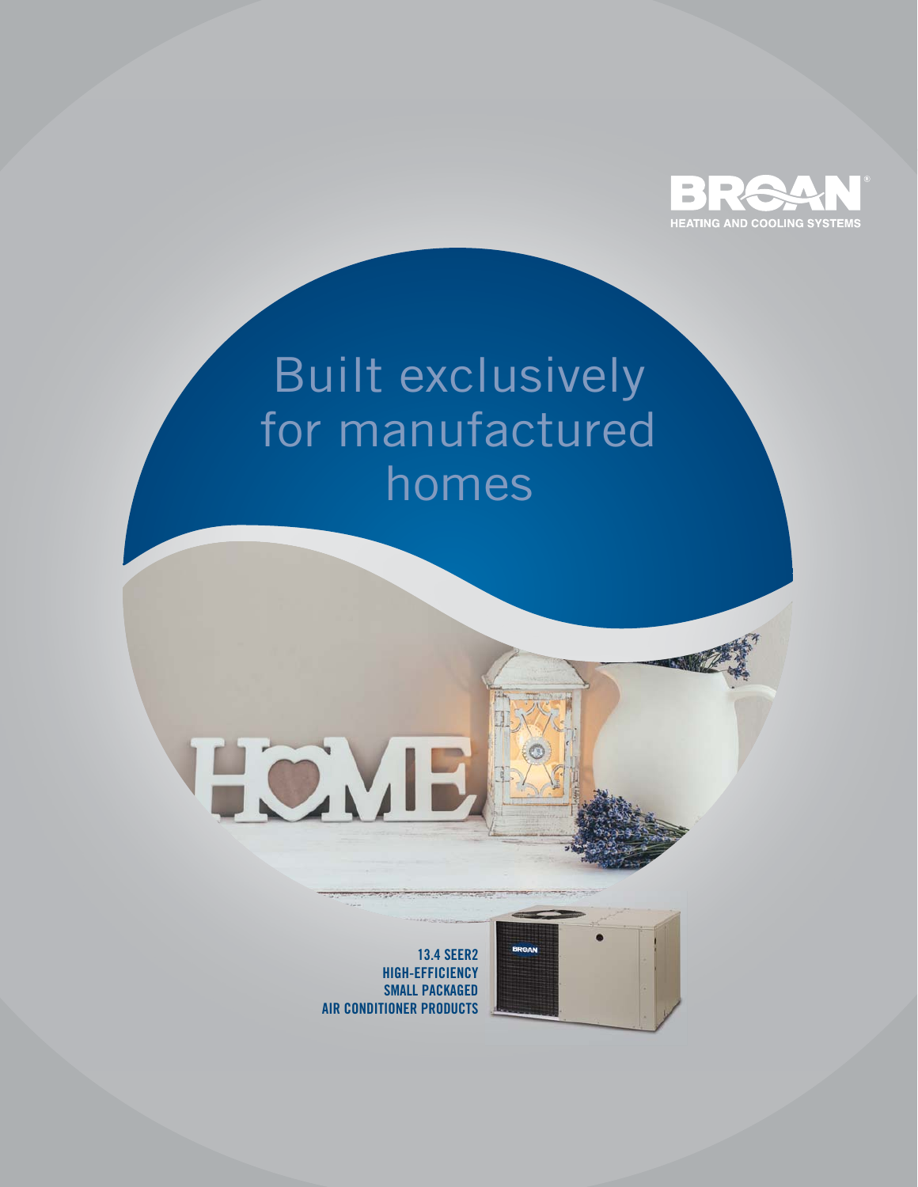BROAN®
HEATING AND COOLING SYSTEMS

# Built exclusively for manufactured homes

**13.4 SEER2**
**HIGH-EFFICIENCY**
**SMALL PACKAGED**
**AIR CONDITIONER PRODUCTS**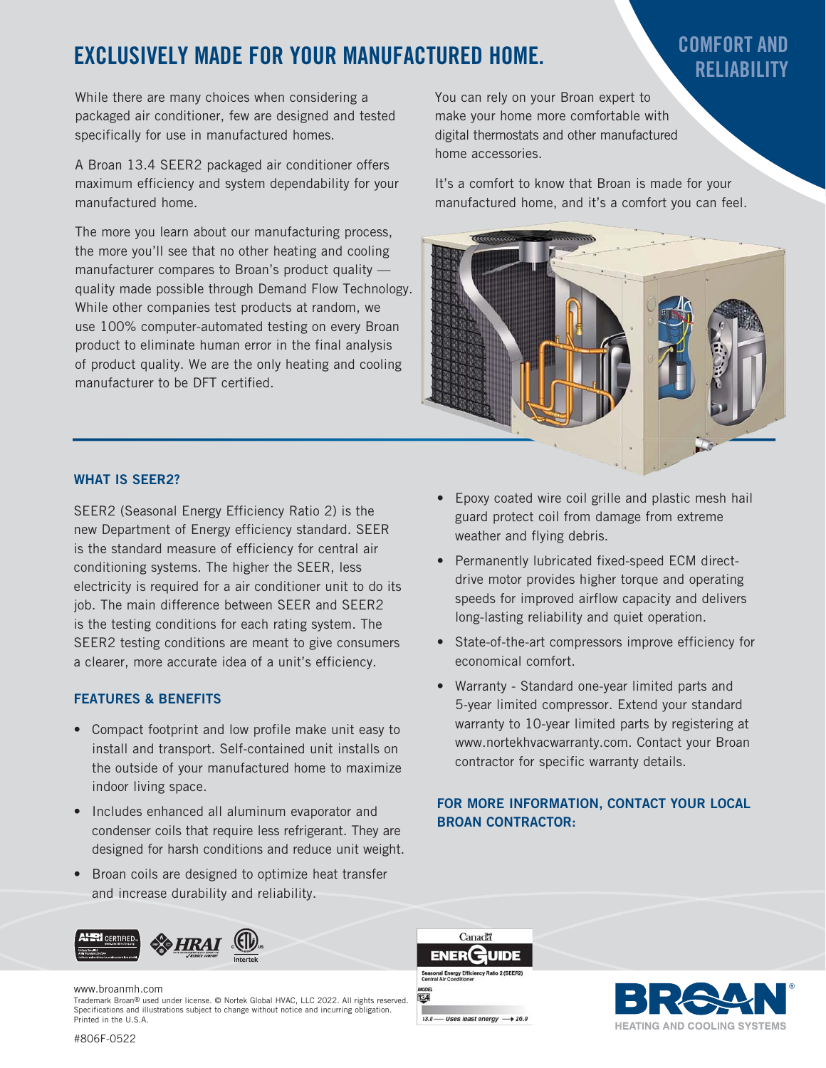# EXCLUSIVELY MADE FOR YOUR MANUFACTURED HOME.

## COMFORT AND RELIABILITY

While there are many choices when considering a packaged air conditioner, few are designed and tested specifically for use in manufactured homes.

A Broan 13.4 SEER2 packaged air conditioner offers maximum efficiency and system dependability for your manufactured home.

The more you learn about our manufacturing process, the more you'll see that no other heating and cooling manufacturer compares to Broan's product quality — quality made possible through Demand Flow Technology. While other companies test products at random, we use 100% computer-automated testing on every Broan product to eliminate human error in the final analysis of product quality. We are the only heating and cooling manufacturer to be DFT certified.

You can rely on your Broan expert to make your home more comfortable with digital thermostats and other manufactured home accessories.

It's a comfort to know that Broan is made for your manufactured home, and it's a comfort you can feel.

### WHAT IS SEER2?

SEER2 (Seasonal Energy Efficiency Ratio 2) is the new Department of Energy efficiency standard. SEER is the standard measure of efficiency for central air conditioning systems. The higher the SEER, less electricity is required for a air conditioner unit to do its job. The main difference between SEER and SEER2 is the testing conditions for each rating system. The SEER2 testing conditions are meant to give consumers a clearer, more accurate idea of a unit's efficiency.

### FEATURES & BENEFITS

- Compact footprint and low profile make unit easy to install and transport. Self-contained unit installs on the outside of your manufactured home to maximize indoor living space.
- Includes enhanced all aluminum evaporator and condenser coils that require less refrigerant. They are designed for harsh conditions and reduce unit weight.
- Broan coils are designed to optimize heat transfer and increase durability and reliability.
- Epoxy coated wire coil grille and plastic mesh hail guard protect coil from damage from extreme weather and flying debris.
- Permanently lubricated fixed-speed ECM direct-drive motor provides higher torque and operating speeds for improved airflow capacity and delivers long-lasting reliability and quiet operation.
- State-of-the-art compressors improve efficiency for economical comfort.
- Warranty - Standard one-year limited parts and 5-year limited compressor. Extend your standard warranty to 10-year limited parts by registering at www.nortekhvacwarranty.com. Contact your Broan contractor for specific warranty details.

### FOR MORE INFORMATION, CONTACT YOUR LOCAL BROAN CONTRACTOR:

AHRI CERTIFIED | HRAI | Intertek

Canada ENERGUIDE
Seasonal Energy Efficiency Ratio 2 (SEER2)
Central Air Conditioner
MODEL
13.4
13.0 — Uses least energy → 26.0

www.broanmh.com
Trademark Broan® used under license. © Nortek Global HVAC, LLC 2022. All rights reserved. Specifications and illustrations subject to change without notice and incurring obligation. Printed in the U.S.A.

BROAN® HEATING AND COOLING SYSTEMS

#806F-0522